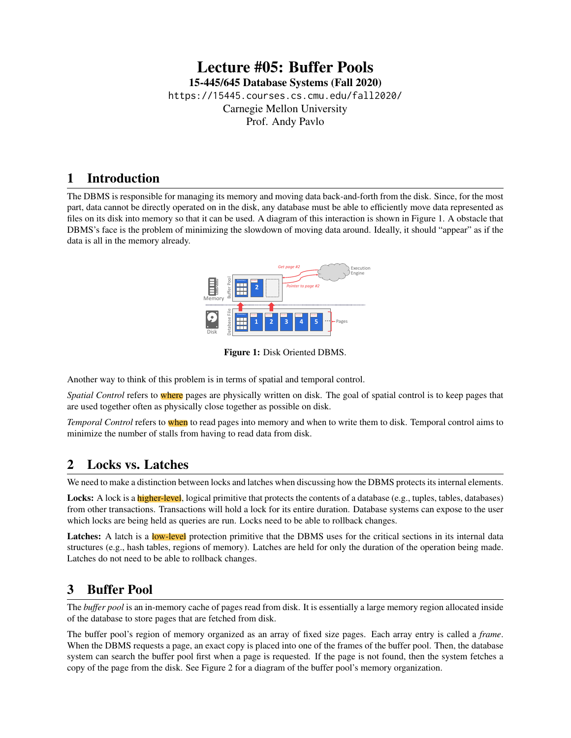# Lecture #05: Buffer Pools

**15-445/645 Database Systems (Fall 2020)**

https://15445.courses.cs.cmu.edu/fall2020/

Carnegie Mellon University

Prof. Andy Pavlo

## 1 Introduction

The DBMS is responsible for managing its memory and moving data back-and-forth from the disk. Since, for the most part, data cannot be directly operated on in the disk, any database must be able to efficiently move data represented as files on its disk into memory so that it can be used. A diagram of this interaction is shown in Figure 1. A obstacle that DBMS's face is the problem of minimizing the slowdown of moving data around. Ideally, it should "appear" as if the data is all in the memory already.

**Figure 1:** Disk Oriented DBMS.

Another way to think of this problem is in terms of spatial and temporal control.

*Spatial Control* refers to where pages are physically written on disk. The goal of spatial control is to keep pages that are used together often as physically close together as possible on disk.

*Temporal Control* refers to when to read pages into memory and when to write them to disk. Temporal control aims to minimize the number of stalls from having to read data from disk.

## 2 Locks vs. Latches

We need to make a distinction between locks and latches when discussing how the DBMS protects its internal elements.

**Locks:** A lock is a higher-level, logical primitive that protects the contents of a database (e.g., tuples, tables, databases) from other transactions. Transactions will hold a lock for its entire duration. Database systems can expose to the user which locks are being held as queries are run. Locks need to be able to rollback changes.

**Latches:** A latch is a low-level protection primitive that the DBMS uses for the critical sections in its internal data structures (e.g., hash tables, regions of memory). Latches are held for only the duration of the operation being made. Latches do not need to be able to rollback changes.

## 3 Buffer Pool

The *buffer pool* is an in-memory cache of pages read from disk. It is essentially a large memory region allocated inside of the database to store pages that are fetched from disk.

The buffer pool's region of memory organized as an array of fixed size pages. Each array entry is called a *frame*. When the DBMS requests a page, an exact copy is placed into one of the frames of the buffer pool. Then, the database system can search the buffer pool first when a page is requested. If the page is not found, then the system fetches a copy of the page from the disk. See Figure 2 for a diagram of the buffer pool's memory organization.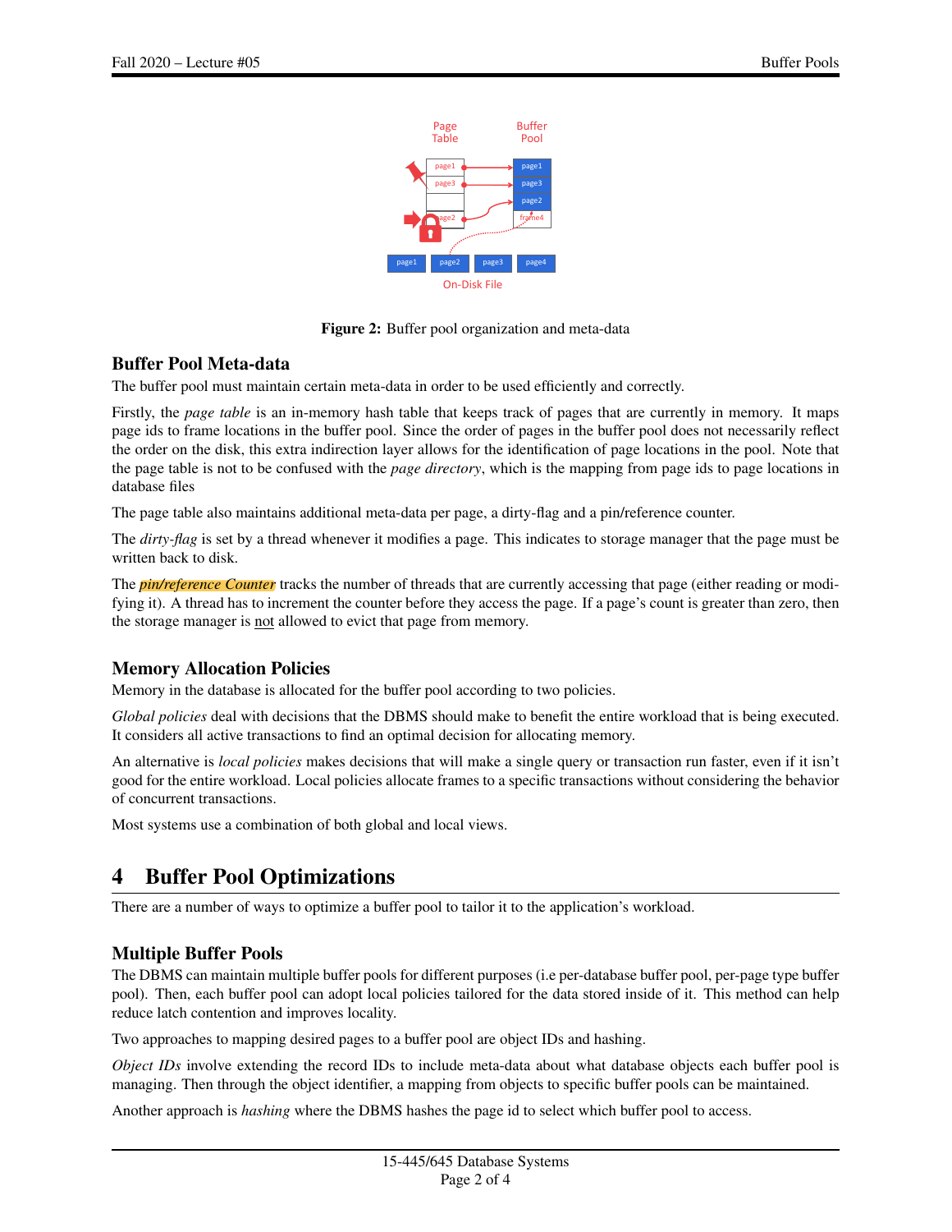**Figure 2:** Buffer pool organization and meta-data

### Buffer Pool Meta-data

The buffer pool must maintain certain meta-data in order to be used efficiently and correctly.

Firstly, the *page table* is an in-memory hash table that keeps track of pages that are currently in memory. It maps page ids to frame locations in the buffer pool. Since the order of pages in the buffer pool does not necessarily reflect the order on the disk, this extra indirection layer allows for the identification of page locations in the pool. Note that the page table is not to be confused with the *page directory*, which is the mapping from page ids to page locations in database files

The page table also maintains additional meta-data per page, a dirty-flag and a pin/reference counter.

The *dirty-flag* is set by a thread whenever it modifies a page. This indicates to storage manager that the page must be written back to disk.

The ***pin/reference Counter*** tracks the number of threads that are currently accessing that page (either reading or modifying it). A thread has to increment the counter before they access the page. If a page's count is greater than zero, then the storage manager is not allowed to evict that page from memory.

### Memory Allocation Policies

Memory in the database is allocated for the buffer pool according to two policies.

*Global policies* deal with decisions that the DBMS should make to benefit the entire workload that is being executed. It considers all active transactions to find an optimal decision for allocating memory.

An alternative is *local policies* makes decisions that will make a single query or transaction run faster, even if it isn't good for the entire workload. Local policies allocate frames to a specific transactions without considering the behavior of concurrent transactions.

Most systems use a combination of both global and local views.

## 4 Buffer Pool Optimizations

There are a number of ways to optimize a buffer pool to tailor it to the application's workload.

### Multiple Buffer Pools

The DBMS can maintain multiple buffer pools for different purposes (i.e per-database buffer pool, per-page type buffer pool). Then, each buffer pool can adopt local policies tailored for the data stored inside of it. This method can help reduce latch contention and improves locality.

Two approaches to mapping desired pages to a buffer pool are object IDs and hashing.

*Object IDs* involve extending the record IDs to include meta-data about what database objects each buffer pool is managing. Then through the object identifier, a mapping from objects to specific buffer pools can be maintained.

Another approach is *hashing* where the DBMS hashes the page id to select which buffer pool to access.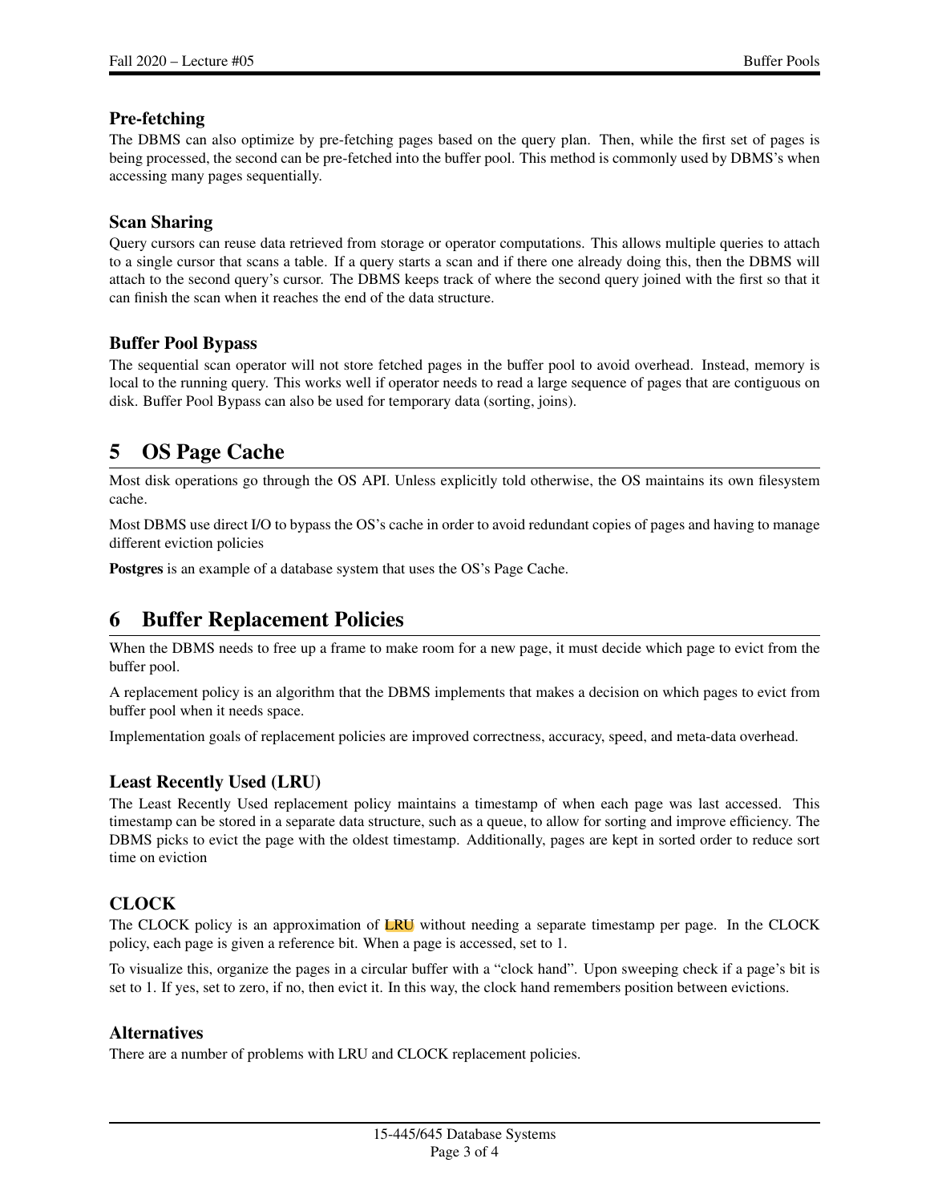### Pre-fetching

The DBMS can also optimize by pre-fetching pages based on the query plan. Then, while the first set of pages is being processed, the second can be pre-fetched into the buffer pool. This method is commonly used by DBMS's when accessing many pages sequentially.

### Scan Sharing

Query cursors can reuse data retrieved from storage or operator computations. This allows multiple queries to attach to a single cursor that scans a table. If a query starts a scan and if there one already doing this, then the DBMS will attach to the second query's cursor. The DBMS keeps track of where the second query joined with the first so that it can finish the scan when it reaches the end of the data structure.

### Buffer Pool Bypass

The sequential scan operator will not store fetched pages in the buffer pool to avoid overhead. Instead, memory is local to the running query. This works well if operator needs to read a large sequence of pages that are contiguous on disk. Buffer Pool Bypass can also be used for temporary data (sorting, joins).

## 5 OS Page Cache

Most disk operations go through the OS API. Unless explicitly told otherwise, the OS maintains its own filesystem cache.

Most DBMS use direct I/O to bypass the OS's cache in order to avoid redundant copies of pages and having to manage different eviction policies

**Postgres** is an example of a database system that uses the OS's Page Cache.

## 6 Buffer Replacement Policies

When the DBMS needs to free up a frame to make room for a new page, it must decide which page to evict from the buffer pool.

A replacement policy is an algorithm that the DBMS implements that makes a decision on which pages to evict from buffer pool when it needs space.

Implementation goals of replacement policies are improved correctness, accuracy, speed, and meta-data overhead.

### Least Recently Used (LRU)

The Least Recently Used replacement policy maintains a timestamp of when each page was last accessed. This timestamp can be stored in a separate data structure, such as a queue, to allow for sorting and improve efficiency. The DBMS picks to evict the page with the oldest timestamp. Additionally, pages are kept in sorted order to reduce sort time on eviction

### CLOCK

The CLOCK policy is an approximation of LRU without needing a separate timestamp per page. In the CLOCK policy, each page is given a reference bit. When a page is accessed, set to 1.

To visualize this, organize the pages in a circular buffer with a "clock hand". Upon sweeping check if a page's bit is set to 1. If yes, set to zero, if no, then evict it. In this way, the clock hand remembers position between evictions.

### Alternatives

There are a number of problems with LRU and CLOCK replacement policies.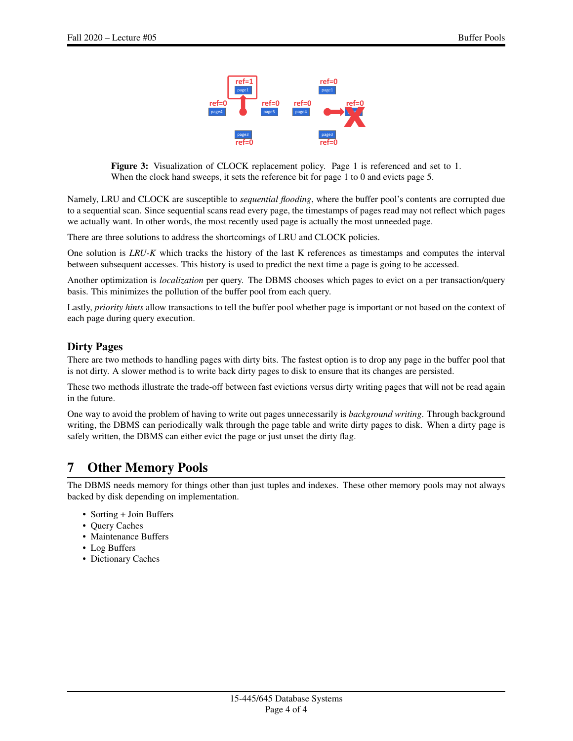ref=1
page1
ref=0
page4
ref=0
page5
page3
ref=0

ref=0
page1
ref=0
page4
ref=0
page3
ref=0

**Figure 3:** Visualization of CLOCK replacement policy. Page 1 is referenced and set to 1. When the clock hand sweeps, it sets the reference bit for page 1 to 0 and evicts page 5.

Namely, LRU and CLOCK are susceptible to *sequential flooding*, where the buffer pool's contents are corrupted due to a sequential scan. Since sequential scans read every page, the timestamps of pages read may not reflect which pages we actually want. In other words, the most recently used page is actually the most unneeded page.

There are three solutions to address the shortcomings of LRU and CLOCK policies.

One solution is *LRU-K* which tracks the history of the last K references as timestamps and computes the interval between subsequent accesses. This history is used to predict the next time a page is going to be accessed.

Another optimization is *localization* per query. The DBMS chooses which pages to evict on a per transaction/query basis. This minimizes the pollution of the buffer pool from each query.

Lastly, *priority hints* allow transactions to tell the buffer pool whether page is important or not based on the context of each page during query execution.

### Dirty Pages

There are two methods to handling pages with dirty bits. The fastest option is to drop any page in the buffer pool that is not dirty. A slower method is to write back dirty pages to disk to ensure that its changes are persisted.

These two methods illustrate the trade-off between fast evictions versus dirty writing pages that will not be read again in the future.

One way to avoid the problem of having to write out pages unnecessarily is *background writing*. Through background writing, the DBMS can periodically walk through the page table and write dirty pages to disk. When a dirty page is safely written, the DBMS can either evict the page or just unset the dirty flag.

## 7 Other Memory Pools

The DBMS needs memory for things other than just tuples and indexes. These other memory pools may not always backed by disk depending on implementation.

- Sorting + Join Buffers
- Query Caches
- Maintenance Buffers
- Log Buffers
- Dictionary Caches